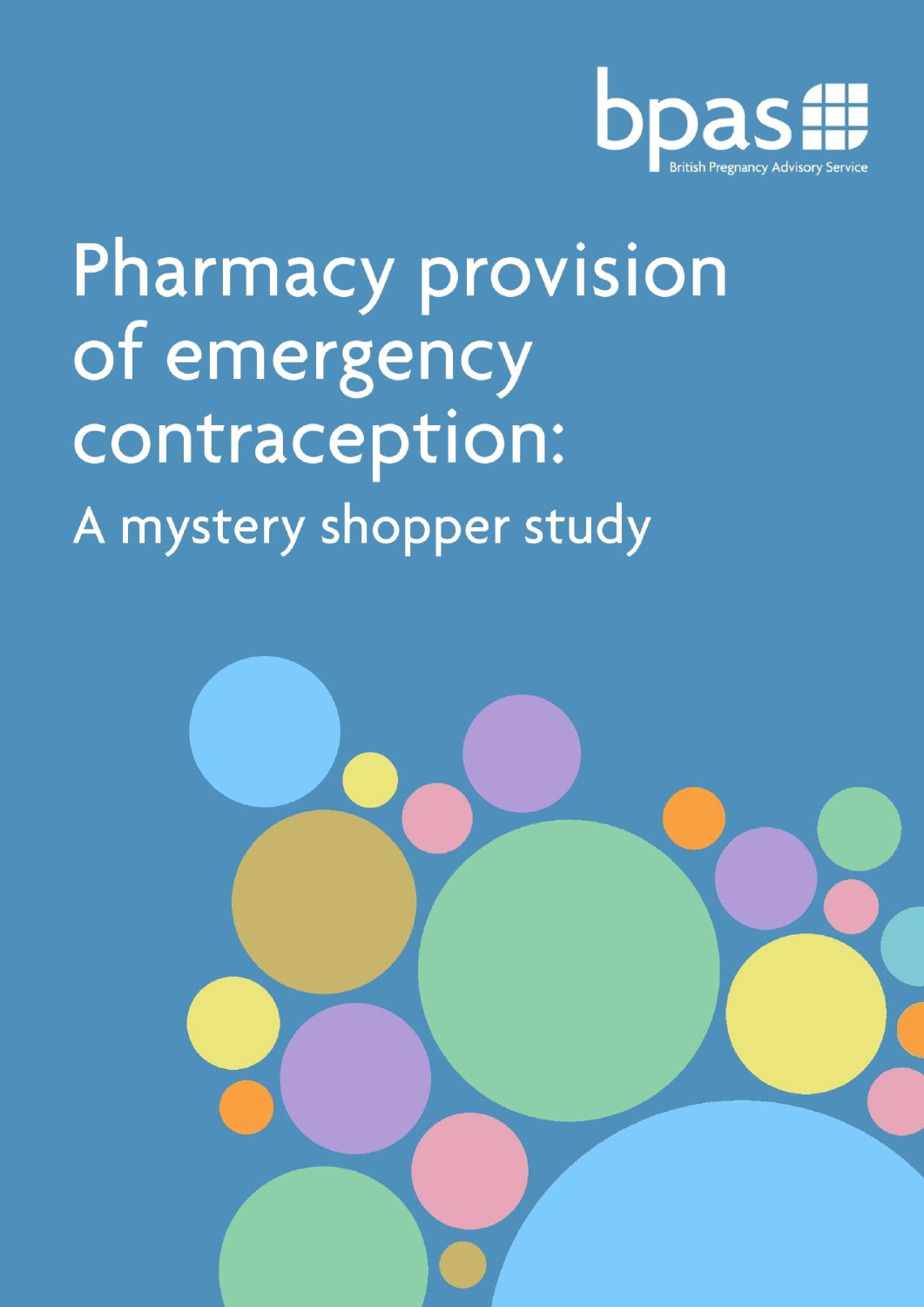bpas

British Pregnancy Advisory Service

# Pharmacy provision of emergency contraception:

## A mystery shopper study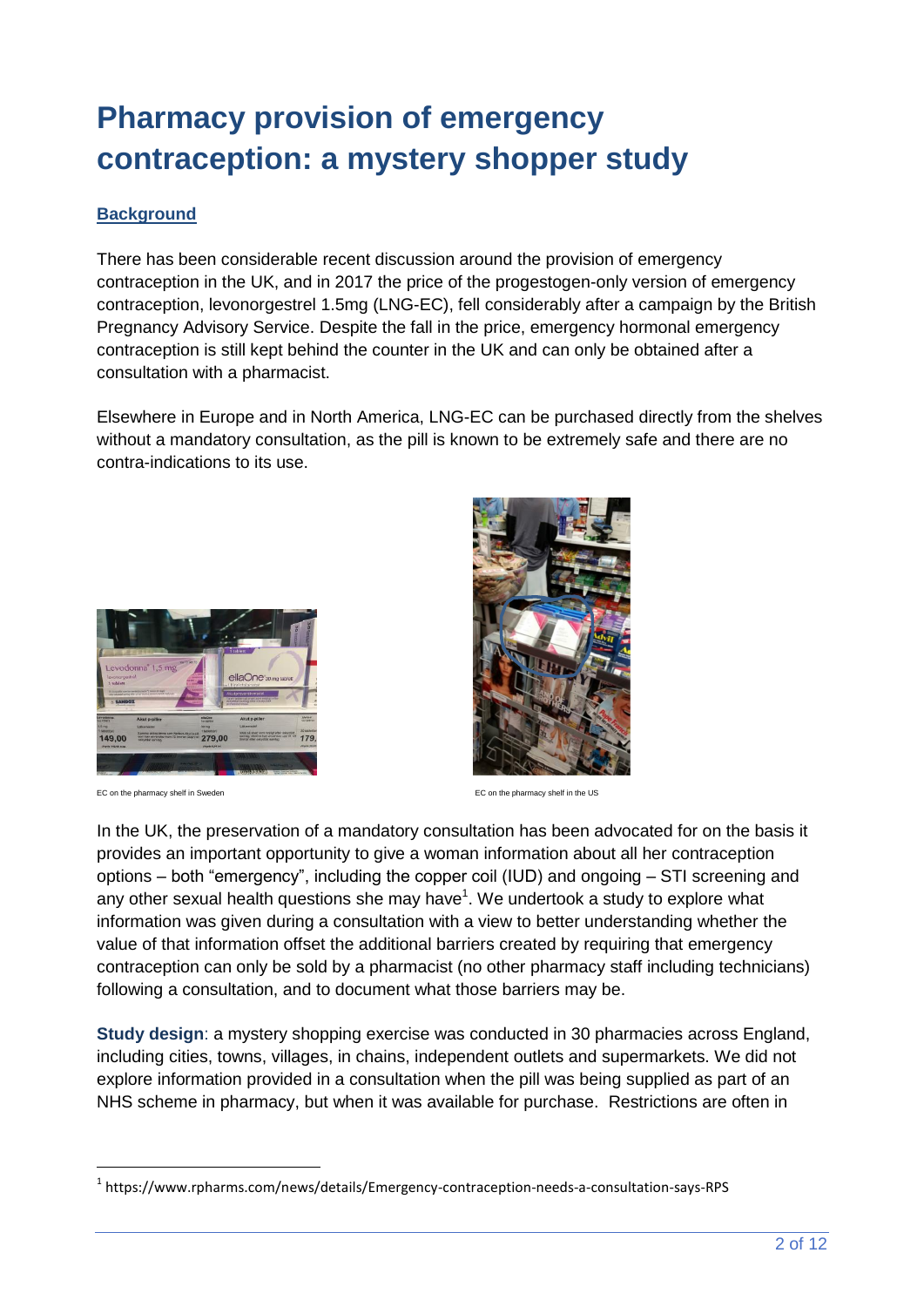# Pharmacy provision of emergency contraception: a mystery shopper study

## Background

There has been considerable recent discussion around the provision of emergency contraception in the UK, and in 2017 the price of the progestogen-only version of emergency contraception, levonorgestrel 1.5mg (LNG-EC), fell considerably after a campaign by the British Pregnancy Advisory Service. Despite the fall in the price, emergency hormonal emergency contraception is still kept behind the counter in the UK and can only be obtained after a consultation with a pharmacist.

Elsewhere in Europe and in North America, LNG-EC can be purchased directly from the shelves without a mandatory consultation, as the pill is known to be extremely safe and there are no contra-indications to its use.

EC on the pharmacy shelf in Sweden

EC on the pharmacy shelf in the US

In the UK, the preservation of a mandatory consultation has been advocated for on the basis it provides an important opportunity to give a woman information about all her contraception options – both "emergency", including the copper coil (IUD) and ongoing – STI screening and any other sexual health questions she may have[1]. We undertook a study to explore what information was given during a consultation with a view to better understanding whether the value of that information offset the additional barriers created by requiring that emergency contraception can only be sold by a pharmacist (no other pharmacy staff including technicians) following a consultation, and to document what those barriers may be.

**Study design**: a mystery shopping exercise was conducted in 30 pharmacies across England, including cities, towns, villages, in chains, independent outlets and supermarkets. We did not explore information provided in a consultation when the pill was being supplied as part of an NHS scheme in pharmacy, but when it was available for purchase. Restrictions are often in

[1] https://www.rpharms.com/news/details/Emergency-contraception-needs-a-consultation-says-RPS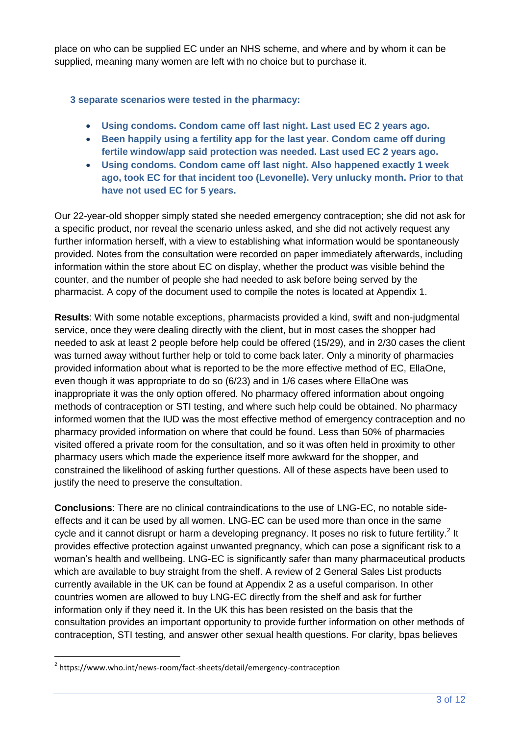place on who can be supplied EC under an NHS scheme, and where and by whom it can be supplied, meaning many women are left with no choice but to purchase it.

**3 separate scenarios were tested in the pharmacy:**

- **Using condoms. Condom came off last night. Last used EC 2 years ago.**
- **Been happily using a fertility app for the last year. Condom came off during fertile window/app said protection was needed. Last used EC 2 years ago.**
- **Using condoms. Condom came off last night. Also happened exactly 1 week ago, took EC for that incident too (Levonelle). Very unlucky month. Prior to that have not used EC for 5 years.**

Our 22-year-old shopper simply stated she needed emergency contraception; she did not ask for a specific product, nor reveal the scenario unless asked, and she did not actively request any further information herself, with a view to establishing what information would be spontaneously provided. Notes from the consultation were recorded on paper immediately afterwards, including information within the store about EC on display, whether the product was visible behind the counter, and the number of people she had needed to ask before being served by the pharmacist. A copy of the document used to compile the notes is located at Appendix 1.

**Results**: With some notable exceptions, pharmacists provided a kind, swift and non-judgmental service, once they were dealing directly with the client, but in most cases the shopper had needed to ask at least 2 people before help could be offered (15/29), and in 2/30 cases the client was turned away without further help or told to come back later. Only a minority of pharmacies provided information about what is reported to be the more effective method of EC, EllaOne, even though it was appropriate to do so (6/23) and in 1/6 cases where EllaOne was inappropriate it was the only option offered. No pharmacy offered information about ongoing methods of contraception or STI testing, and where such help could be obtained. No pharmacy informed women that the IUD was the most effective method of emergency contraception and no pharmacy provided information on where that could be found. Less than 50% of pharmacies visited offered a private room for the consultation, and so it was often held in proximity to other pharmacy users which made the experience itself more awkward for the shopper, and constrained the likelihood of asking further questions. All of these aspects have been used to justify the need to preserve the consultation.

**Conclusions**: There are no clinical contraindications to the use of LNG-EC, no notable side-effects and it can be used by all women. LNG-EC can be used more than once in the same cycle and it cannot disrupt or harm a developing pregnancy. It poses no risk to future fertility.[2] It provides effective protection against unwanted pregnancy, which can pose a significant risk to a woman's health and wellbeing. LNG-EC is significantly safer than many pharmaceutical products which are available to buy straight from the shelf. A review of 2 General Sales List products currently available in the UK can be found at Appendix 2 as a useful comparison. In other countries women are allowed to buy LNG-EC directly from the shelf and ask for further information only if they need it. In the UK this has been resisted on the basis that the consultation provides an important opportunity to provide further information on other methods of contraception, STI testing, and answer other sexual health questions. For clarity, bpas believes

[2] https://www.who.int/news-room/fact-sheets/detail/emergency-contraception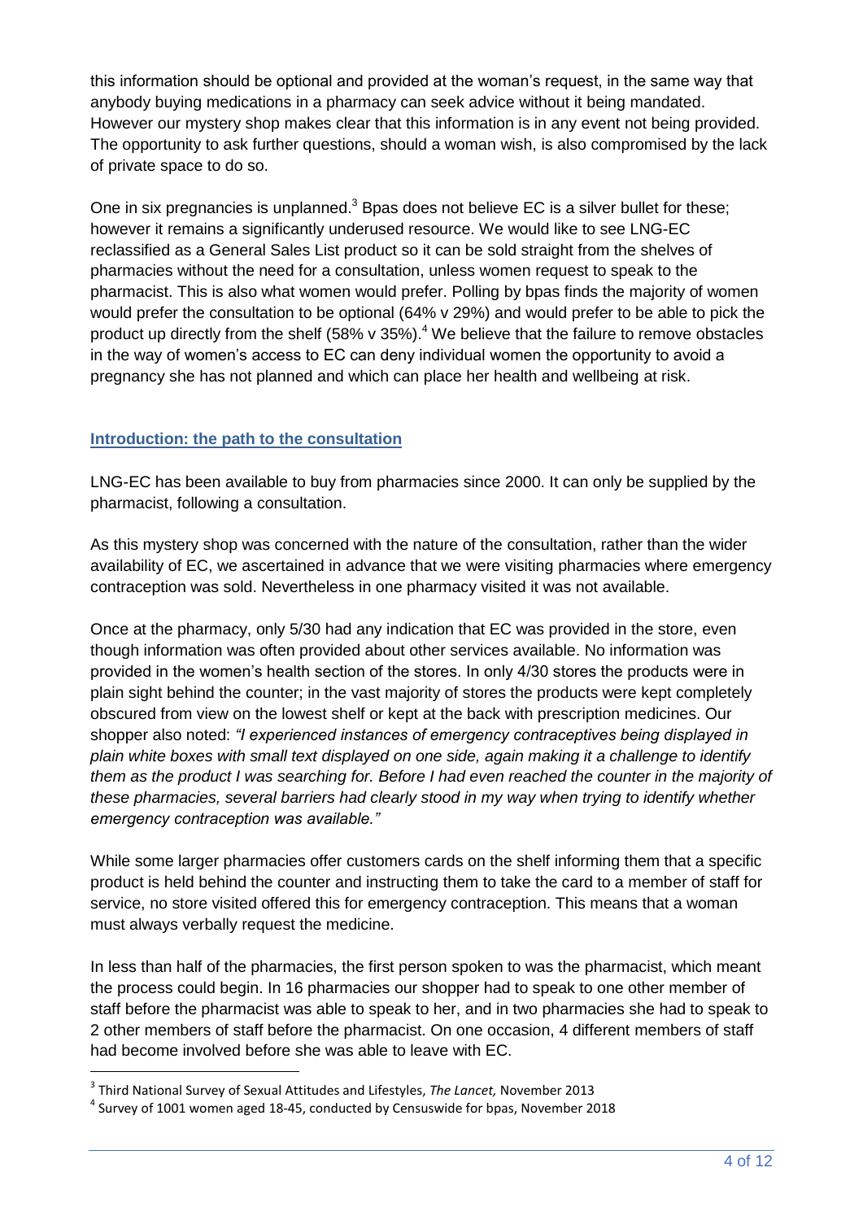this information should be optional and provided at the woman's request, in the same way that anybody buying medications in a pharmacy can seek advice without it being mandated. However our mystery shop makes clear that this information is in any event not being provided. The opportunity to ask further questions, should a woman wish, is also compromised by the lack of private space to do so.

One in six pregnancies is unplanned.[3] Bpas does not believe EC is a silver bullet for these; however it remains a significantly underused resource. We would like to see LNG-EC reclassified as a General Sales List product so it can be sold straight from the shelves of pharmacies without the need for a consultation, unless women request to speak to the pharmacist. This is also what women would prefer. Polling by bpas finds the majority of women would prefer the consultation to be optional (64% v 29%) and would prefer to be able to pick the product up directly from the shelf (58% v 35%).[4] We believe that the failure to remove obstacles in the way of women's access to EC can deny individual women the opportunity to avoid a pregnancy she has not planned and which can place her health and wellbeing at risk.

## Introduction: the path to the consultation

LNG-EC has been available to buy from pharmacies since 2000. It can only be supplied by the pharmacist, following a consultation.

As this mystery shop was concerned with the nature of the consultation, rather than the wider availability of EC, we ascertained in advance that we were visiting pharmacies where emergency contraception was sold. Nevertheless in one pharmacy visited it was not available.

Once at the pharmacy, only 5/30 had any indication that EC was provided in the store, even though information was often provided about other services available. No information was provided in the women's health section of the stores. In only 4/30 stores the products were in plain sight behind the counter; in the vast majority of stores the products were kept completely obscured from view on the lowest shelf or kept at the back with prescription medicines. Our shopper also noted: *"I experienced instances of emergency contraceptives being displayed in plain white boxes with small text displayed on one side, again making it a challenge to identify them as the product I was searching for. Before I had even reached the counter in the majority of these pharmacies, several barriers had clearly stood in my way when trying to identify whether emergency contraception was available."*

While some larger pharmacies offer customers cards on the shelf informing them that a specific product is held behind the counter and instructing them to take the card to a member of staff for service, no store visited offered this for emergency contraception. This means that a woman must always verbally request the medicine.

In less than half of the pharmacies, the first person spoken to was the pharmacist, which meant the process could begin. In 16 pharmacies our shopper had to speak to one other member of staff before the pharmacist was able to speak to her, and in two pharmacies she had to speak to 2 other members of staff before the pharmacist. On one occasion, 4 different members of staff had become involved before she was able to leave with EC.

---

[3] Third National Survey of Sexual Attitudes and Lifestyles, *The Lancet,* November 2013

[4] Survey of 1001 women aged 18-45, conducted by Censuswide for bpas, November 2018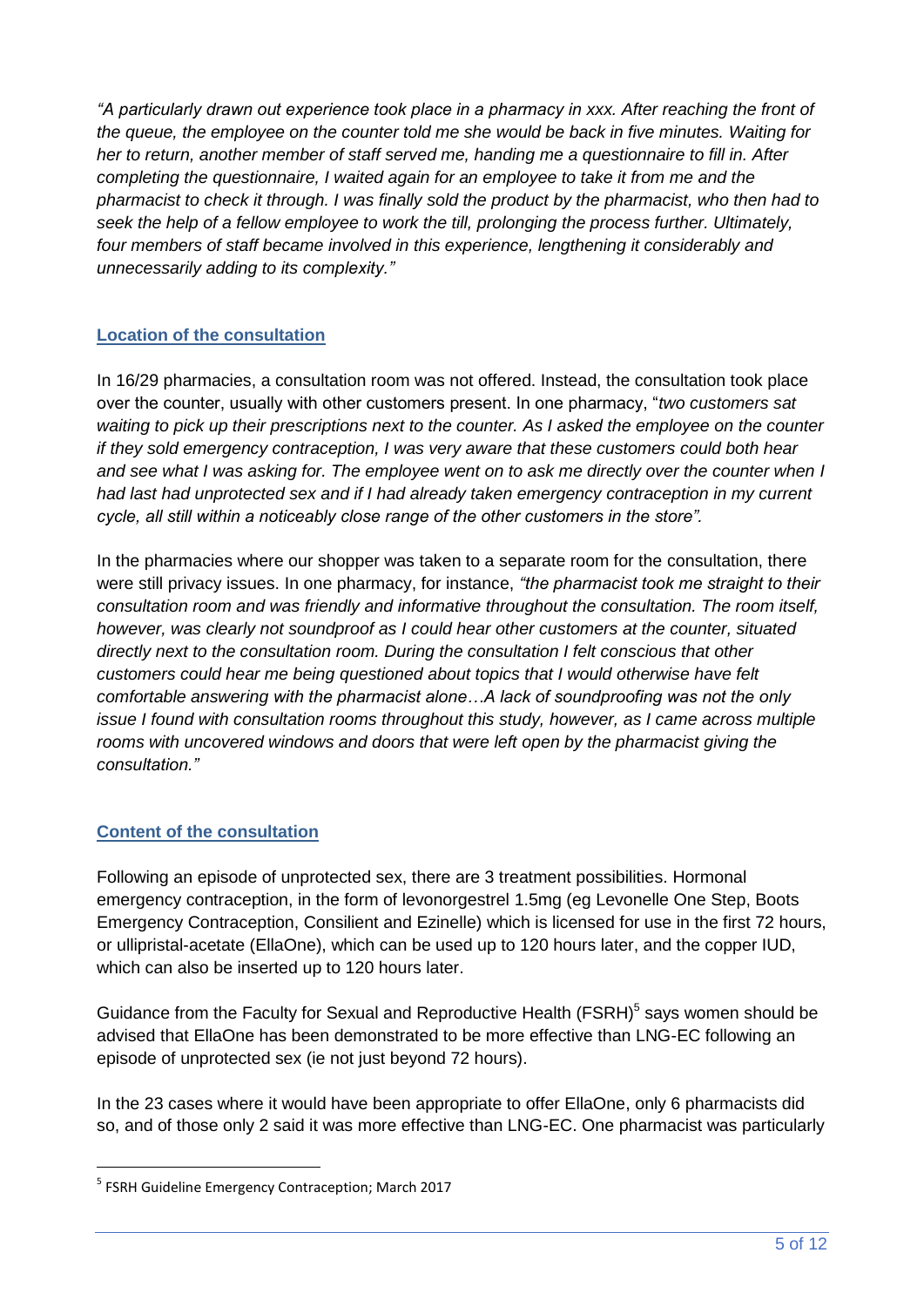*"A particularly drawn out experience took place in a pharmacy in xxx. After reaching the front of the queue, the employee on the counter told me she would be back in five minutes. Waiting for her to return, another member of staff served me, handing me a questionnaire to fill in. After completing the questionnaire, I waited again for an employee to take it from me and the pharmacist to check it through. I was finally sold the product by the pharmacist, who then had to seek the help of a fellow employee to work the till, prolonging the process further. Ultimately, four members of staff became involved in this experience, lengthening it considerably and unnecessarily adding to its complexity."*

## Location of the consultation

In 16/29 pharmacies, a consultation room was not offered. Instead, the consultation took place over the counter, usually with other customers present. In one pharmacy, "*two customers sat waiting to pick up their prescriptions next to the counter. As I asked the employee on the counter if they sold emergency contraception, I was very aware that these customers could both hear and see what I was asking for. The employee went on to ask me directly over the counter when I had last had unprotected sex and if I had already taken emergency contraception in my current cycle, all still within a noticeably close range of the other customers in the store".*

In the pharmacies where our shopper was taken to a separate room for the consultation, there were still privacy issues. In one pharmacy, for instance, *"the pharmacist took me straight to their consultation room and was friendly and informative throughout the consultation. The room itself, however, was clearly not soundproof as I could hear other customers at the counter, situated directly next to the consultation room. During the consultation I felt conscious that other customers could hear me being questioned about topics that I would otherwise have felt comfortable answering with the pharmacist alone…A lack of soundproofing was not the only issue I found with consultation rooms throughout this study, however, as I came across multiple rooms with uncovered windows and doors that were left open by the pharmacist giving the consultation."*

## Content of the consultation

Following an episode of unprotected sex, there are 3 treatment possibilities. Hormonal emergency contraception, in the form of levonorgestrel 1.5mg (eg Levonelle One Step, Boots Emergency Contraception, Consilient and Ezinelle) which is licensed for use in the first 72 hours, or ullipristal-acetate (EllaOne), which can be used up to 120 hours later, and the copper IUD, which can also be inserted up to 120 hours later.

Guidance from the Faculty for Sexual and Reproductive Health (FSRH)[5] says women should be advised that EllaOne has been demonstrated to be more effective than LNG-EC following an episode of unprotected sex (ie not just beyond 72 hours).

In the 23 cases where it would have been appropriate to offer EllaOne, only 6 pharmacists did so, and of those only 2 said it was more effective than LNG-EC. One pharmacist was particularly

[5] FSRH Guideline Emergency Contraception; March 2017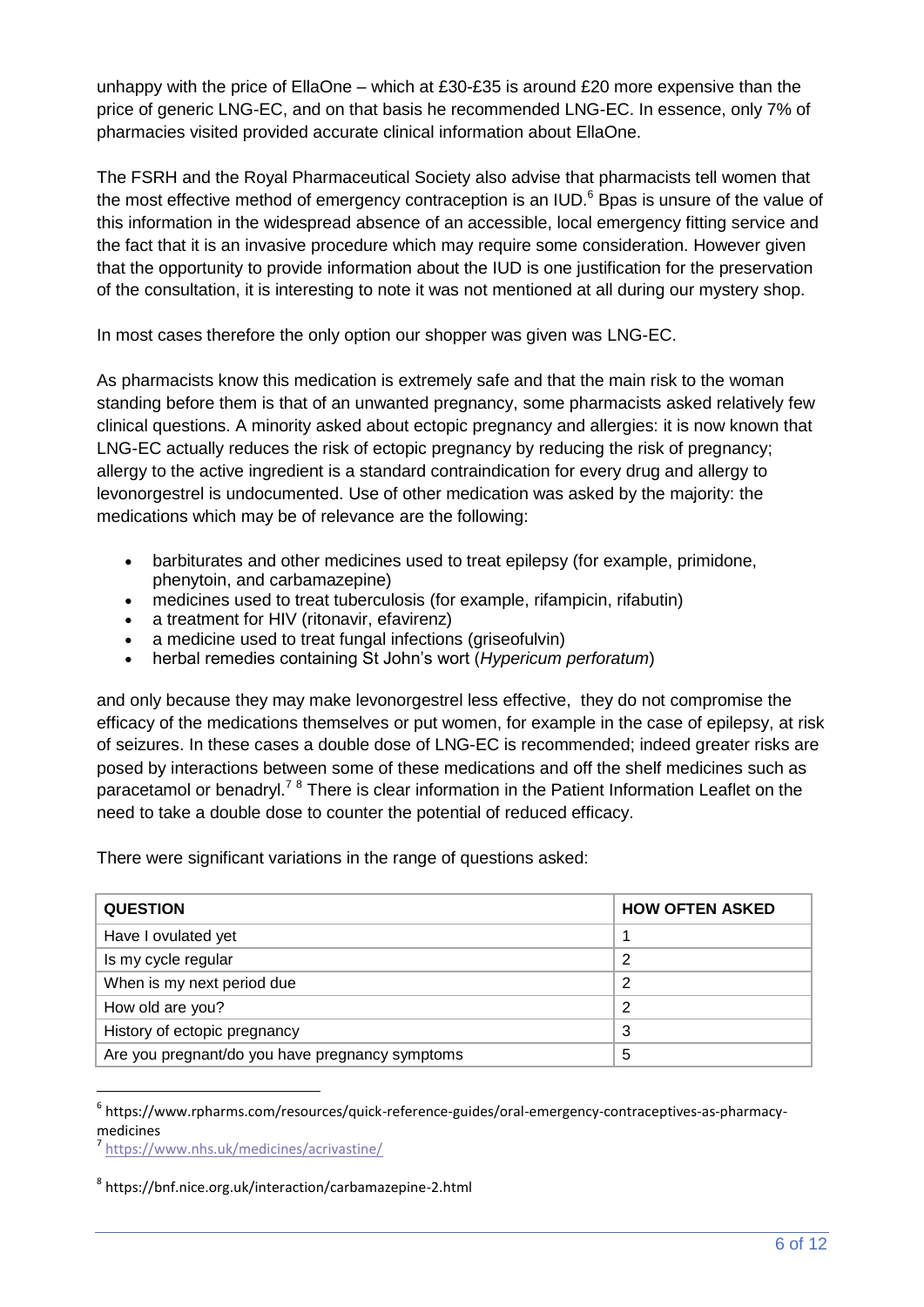unhappy with the price of EllaOne – which at £30-£35 is around £20 more expensive than the price of generic LNG-EC, and on that basis he recommended LNG-EC. In essence, only 7% of pharmacies visited provided accurate clinical information about EllaOne.

The FSRH and the Royal Pharmaceutical Society also advise that pharmacists tell women that the most effective method of emergency contraception is an IUD.[6] Bpas is unsure of the value of this information in the widespread absence of an accessible, local emergency fitting service and the fact that it is an invasive procedure which may require some consideration. However given that the opportunity to provide information about the IUD is one justification for the preservation of the consultation, it is interesting to note it was not mentioned at all during our mystery shop.

In most cases therefore the only option our shopper was given was LNG-EC.

As pharmacists know this medication is extremely safe and that the main risk to the woman standing before them is that of an unwanted pregnancy, some pharmacists asked relatively few clinical questions. A minority asked about ectopic pregnancy and allergies: it is now known that LNG-EC actually reduces the risk of ectopic pregnancy by reducing the risk of pregnancy; allergy to the active ingredient is a standard contraindication for every drug and allergy to levonorgestrel is undocumented. Use of other medication was asked by the majority: the medications which may be of relevance are the following:

- barbiturates and other medicines used to treat epilepsy (for example, primidone, phenytoin, and carbamazepine)
- medicines used to treat tuberculosis (for example, rifampicin, rifabutin)
- a treatment for HIV (ritonavir, efavirenz)
- a medicine used to treat fungal infections (griseofulvin)
- herbal remedies containing St John's wort (*Hypericum perforatum*)

and only because they may make levonorgestrel less effective, they do not compromise the efficacy of the medications themselves or put women, for example in the case of epilepsy, at risk of seizures. In these cases a double dose of LNG-EC is recommended; indeed greater risks are posed by interactions between some of these medications and off the shelf medicines such as paracetamol or benadryl.[7] [8] There is clear information in the Patient Information Leaflet on the need to take a double dose to counter the potential of reduced efficacy.

There were significant variations in the range of questions asked:

| QUESTION | HOW OFTEN ASKED |
|---|---|
| Have I ovulated yet | 1 |
| Is my cycle regular | 2 |
| When is my next period due | 2 |
| How old are you? | 2 |
| History of ectopic pregnancy | 3 |
| Are you pregnant/do you have pregnancy symptoms | 5 |

[6] https://www.rpharms.com/resources/quick-reference-guides/oral-emergency-contraceptives-as-pharmacy-medicines

[7] https://www.nhs.uk/medicines/acrivastine/

[8] https://bnf.nice.org.uk/interaction/carbamazepine-2.html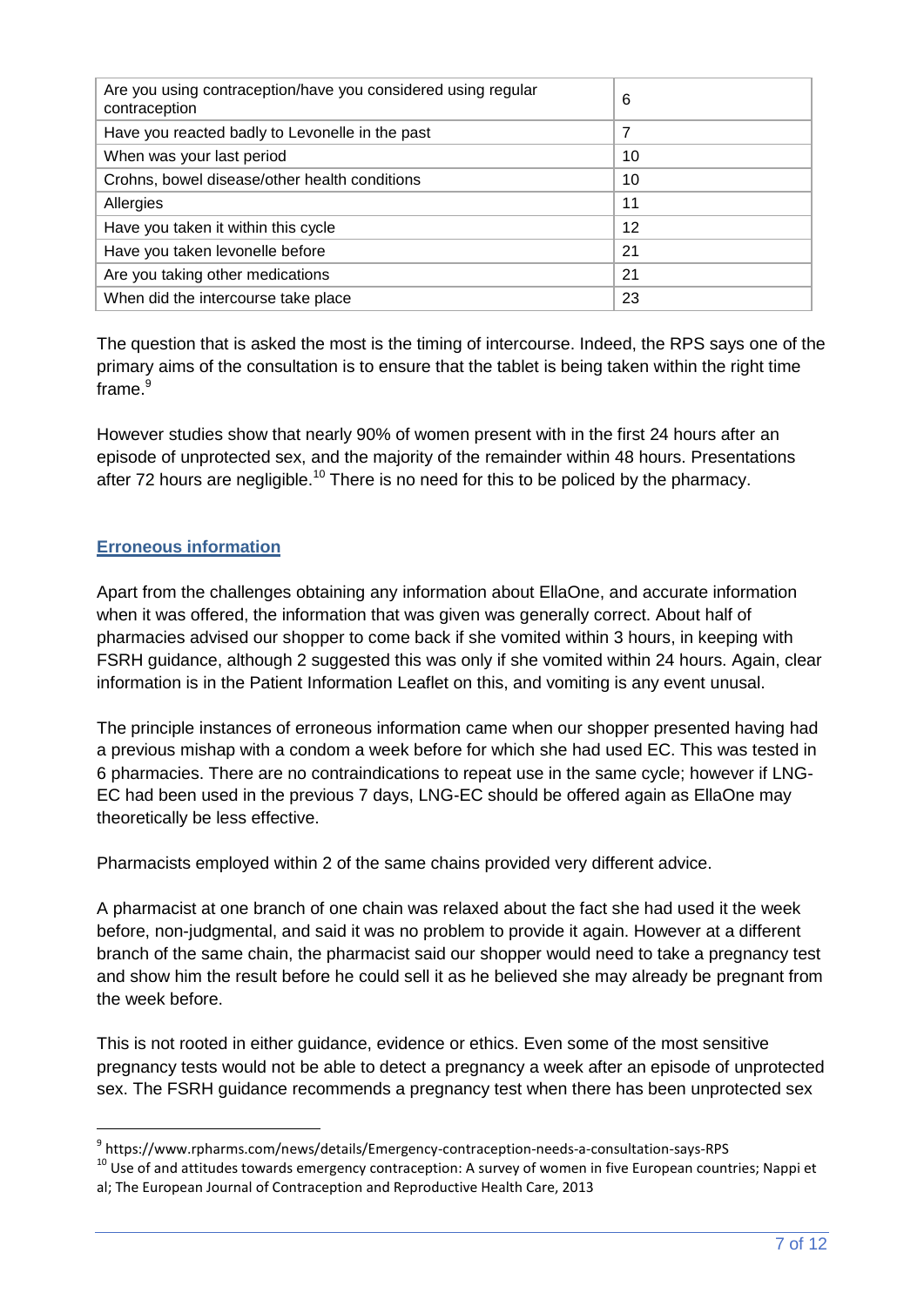| Are you using contraception/have you considered using regular contraception | 6 |
|---|---|
| Have you reacted badly to Levonelle in the past | 7 |
| When was your last period | 10 |
| Crohns, bowel disease/other health conditions | 10 |
| Allergies | 11 |
| Have you taken it within this cycle | 12 |
| Have you taken levonelle before | 21 |
| Are you taking other medications | 21 |
| When did the intercourse take place | 23 |

The question that is asked the most is the timing of intercourse. Indeed, the RPS says one of the primary aims of the consultation is to ensure that the tablet is being taken within the right time frame.[9]

However studies show that nearly 90% of women present with in the first 24 hours after an episode of unprotected sex, and the majority of the remainder within 48 hours. Presentations after 72 hours are negligible.[10] There is no need for this to be policed by the pharmacy.

## Erroneous information

Apart from the challenges obtaining any information about EllaOne, and accurate information when it was offered, the information that was given was generally correct. About half of pharmacies advised our shopper to come back if she vomited within 3 hours, in keeping with FSRH guidance, although 2 suggested this was only if she vomited within 24 hours. Again, clear information is in the Patient Information Leaflet on this, and vomiting is any event unusal.

The principle instances of erroneous information came when our shopper presented having had a previous mishap with a condom a week before for which she had used EC. This was tested in 6 pharmacies. There are no contraindications to repeat use in the same cycle; however if LNG-EC had been used in the previous 7 days, LNG-EC should be offered again as EllaOne may theoretically be less effective.

Pharmacists employed within 2 of the same chains provided very different advice.

A pharmacist at one branch of one chain was relaxed about the fact she had used it the week before, non-judgmental, and said it was no problem to provide it again. However at a different branch of the same chain, the pharmacist said our shopper would need to take a pregnancy test and show him the result before he could sell it as he believed she may already be pregnant from the week before.

This is not rooted in either guidance, evidence or ethics. Even some of the most sensitive pregnancy tests would not be able to detect a pregnancy a week after an episode of unprotected sex. The FSRH guidance recommends a pregnancy test when there has been unprotected sex

---

[9] https://www.rpharms.com/news/details/Emergency-contraception-needs-a-consultation-says-RPS

[10] Use of and attitudes towards emergency contraception: A survey of women in five European countries; Nappi et al; The European Journal of Contraception and Reproductive Health Care, 2013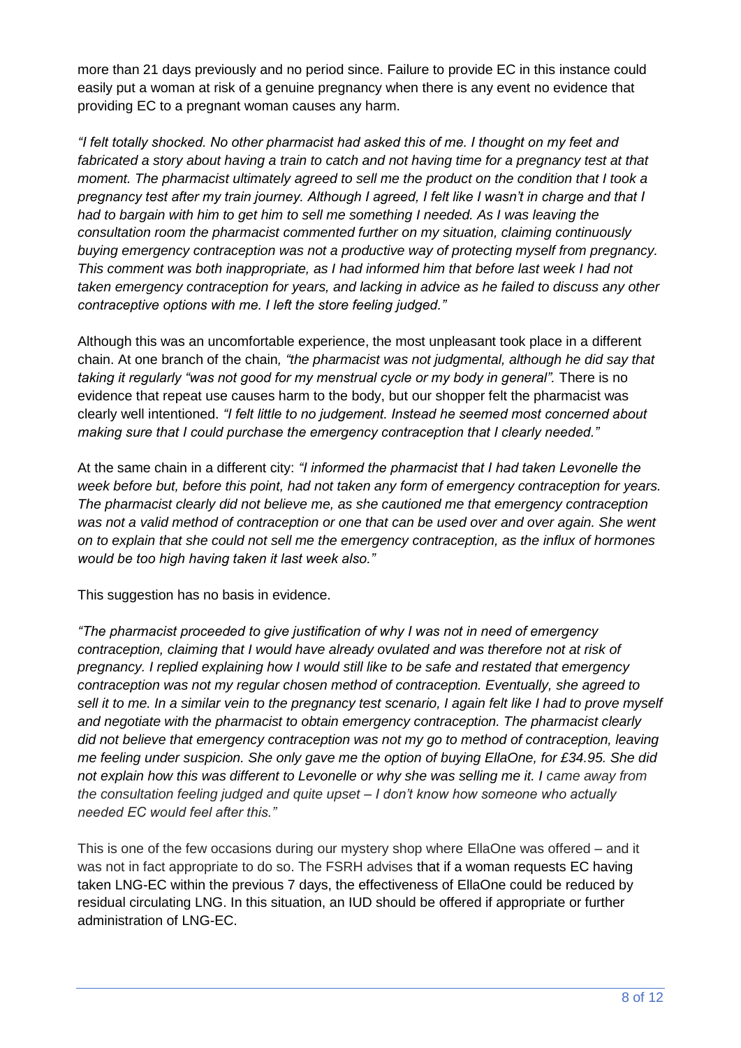more than 21 days previously and no period since. Failure to provide EC in this instance could easily put a woman at risk of a genuine pregnancy when there is any event no evidence that providing EC to a pregnant woman causes any harm.

*"I felt totally shocked. No other pharmacist had asked this of me. I thought on my feet and fabricated a story about having a train to catch and not having time for a pregnancy test at that moment. The pharmacist ultimately agreed to sell me the product on the condition that I took a pregnancy test after my train journey. Although I agreed, I felt like I wasn't in charge and that I had to bargain with him to get him to sell me something I needed. As I was leaving the consultation room the pharmacist commented further on my situation, claiming continuously buying emergency contraception was not a productive way of protecting myself from pregnancy. This comment was both inappropriate, as I had informed him that before last week I had not taken emergency contraception for years, and lacking in advice as he failed to discuss any other contraceptive options with me. I left the store feeling judged."*

Although this was an uncomfortable experience, the most unpleasant took place in a different chain. At one branch of the chain, *"the pharmacist was not judgmental, although he did say that taking it regularly "was not good for my menstrual cycle or my body in general".* There is no evidence that repeat use causes harm to the body, but our shopper felt the pharmacist was clearly well intentioned. *"I felt little to no judgement. Instead he seemed most concerned about making sure that I could purchase the emergency contraception that I clearly needed."*

At the same chain in a different city: *"I informed the pharmacist that I had taken Levonelle the week before but, before this point, had not taken any form of emergency contraception for years. The pharmacist clearly did not believe me, as she cautioned me that emergency contraception was not a valid method of contraception or one that can be used over and over again. She went on to explain that she could not sell me the emergency contraception, as the influx of hormones would be too high having taken it last week also."*

This suggestion has no basis in evidence.

*"The pharmacist proceeded to give justification of why I was not in need of emergency contraception, claiming that I would have already ovulated and was therefore not at risk of pregnancy. I replied explaining how I would still like to be safe and restated that emergency contraception was not my regular chosen method of contraception. Eventually, she agreed to sell it to me. In a similar vein to the pregnancy test scenario, I again felt like I had to prove myself and negotiate with the pharmacist to obtain emergency contraception. The pharmacist clearly did not believe that emergency contraception was not my go to method of contraception, leaving me feeling under suspicion. She only gave me the option of buying EllaOne, for £34.95. She did not explain how this was different to Levonelle or why she was selling me it. I came away from the consultation feeling judged and quite upset – I don't know how someone who actually needed EC would feel after this."*

This is one of the few occasions during our mystery shop where EllaOne was offered – and it was not in fact appropriate to do so. The FSRH advises that if a woman requests EC having taken LNG-EC within the previous 7 days, the effectiveness of EllaOne could be reduced by residual circulating LNG. In this situation, an IUD should be offered if appropriate or further administration of LNG-EC.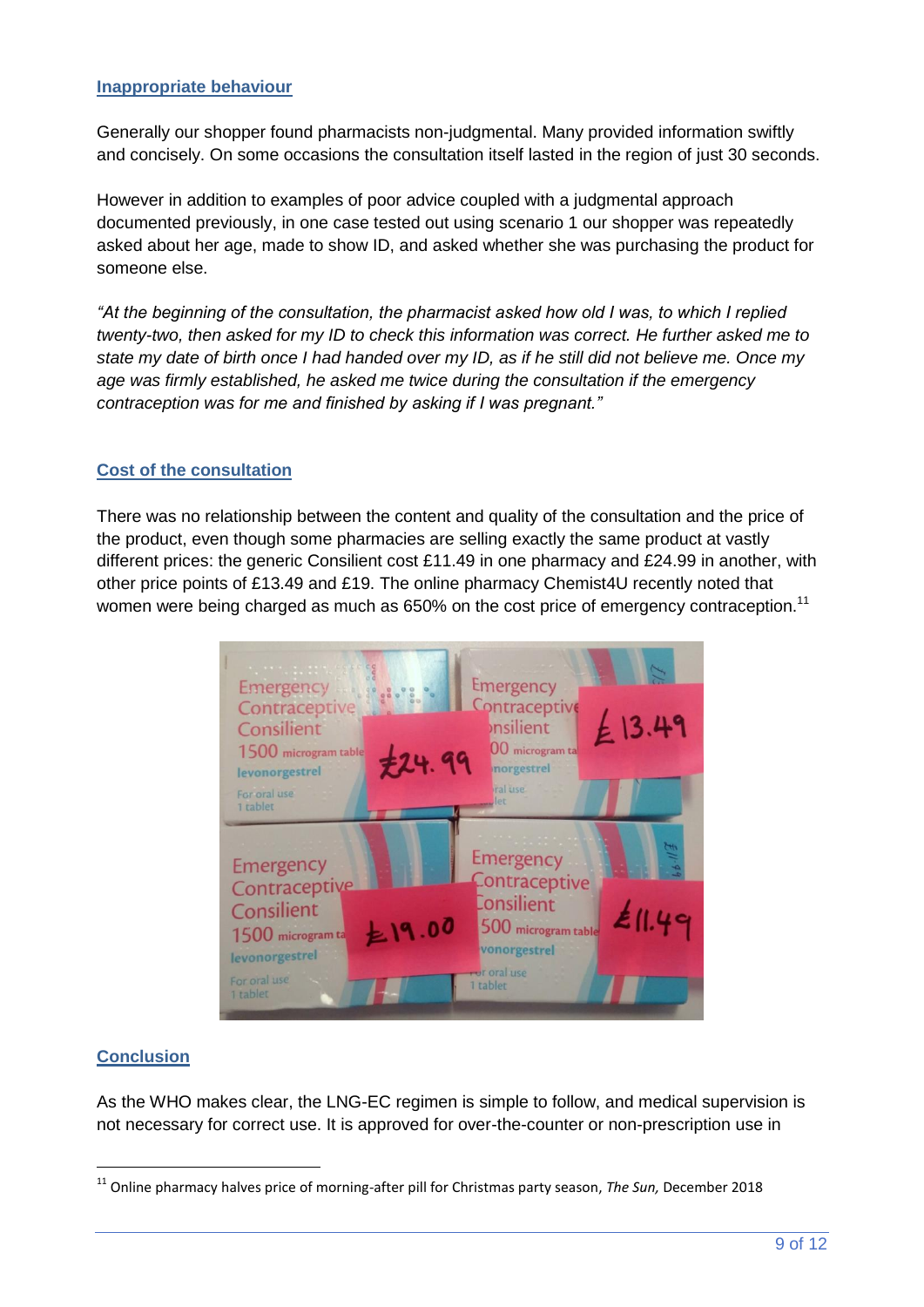### Inappropriate behaviour

Generally our shopper found pharmacists non-judgmental. Many provided information swiftly and concisely. On some occasions the consultation itself lasted in the region of just 30 seconds.

However in addition to examples of poor advice coupled with a judgmental approach documented previously, in one case tested out using scenario 1 our shopper was repeatedly asked about her age, made to show ID, and asked whether she was purchasing the product for someone else.

*"At the beginning of the consultation, the pharmacist asked how old I was, to which I replied twenty-two, then asked for my ID to check this information was correct. He further asked me to state my date of birth once I had handed over my ID, as if he still did not believe me. Once my age was firmly established, he asked me twice during the consultation if the emergency contraception was for me and finished by asking if I was pregnant."*

### Cost of the consultation

There was no relationship between the content and quality of the consultation and the price of the product, even though some pharmacies are selling exactly the same product at vastly different prices: the generic Consilient cost £11.49 in one pharmacy and £24.99 in another, with other price points of £13.49 and £19. The online pharmacy Chemist4U recently noted that women were being charged as much as 650% on the cost price of emergency contraception.[11]

### Conclusion

As the WHO makes clear, the LNG-EC regimen is simple to follow, and medical supervision is not necessary for correct use. It is approved for over-the-counter or non-prescription use in

[11] Online pharmacy halves price of morning-after pill for Christmas party season, *The Sun,* December 2018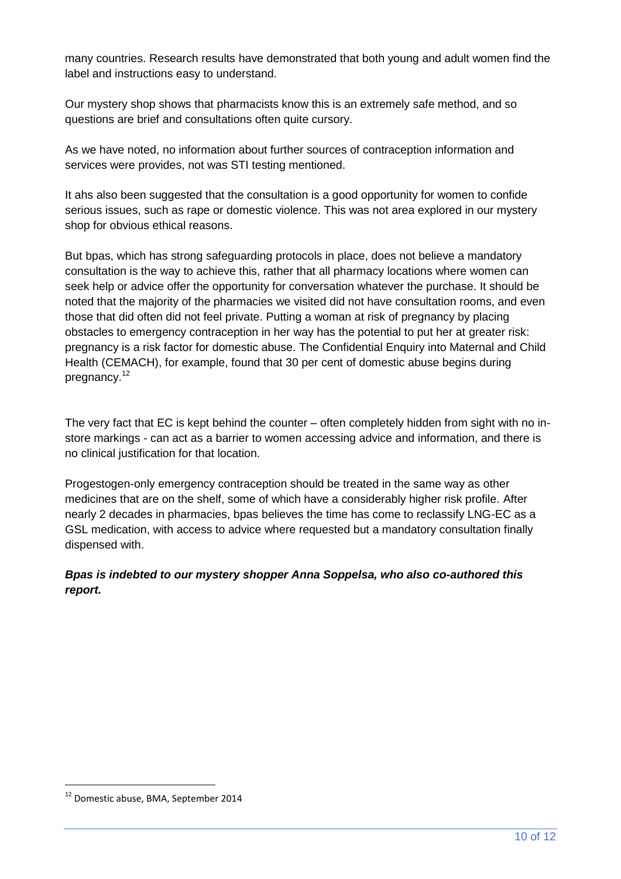many countries. Research results have demonstrated that both young and adult women find the label and instructions easy to understand.

Our mystery shop shows that pharmacists know this is an extremely safe method, and so questions are brief and consultations often quite cursory.

As we have noted, no information about further sources of contraception information and services were provides, not was STI testing mentioned.

It ahs also been suggested that the consultation is a good opportunity for women to confide serious issues, such as rape or domestic violence. This was not area explored in our mystery shop for obvious ethical reasons.

But bpas, which has strong safeguarding protocols in place, does not believe a mandatory consultation is the way to achieve this, rather that all pharmacy locations where women can seek help or advice offer the opportunity for conversation whatever the purchase. It should be noted that the majority of the pharmacies we visited did not have consultation rooms, and even those that did often did not feel private. Putting a woman at risk of pregnancy by placing obstacles to emergency contraception in her way has the potential to put her at greater risk: pregnancy is a risk factor for domestic abuse. The Confidential Enquiry into Maternal and Child Health (CEMACH), for example, found that 30 per cent of domestic abuse begins during pregnancy.[12]

The very fact that EC is kept behind the counter – often completely hidden from sight with no in-store markings - can act as a barrier to women accessing advice and information, and there is no clinical justification for that location.

Progestogen-only emergency contraception should be treated in the same way as other medicines that are on the shelf, some of which have a considerably higher risk profile. After nearly 2 decades in pharmacies, bpas believes the time has come to reclassify LNG-EC as a GSL medication, with access to advice where requested but a mandatory consultation finally dispensed with.

***Bpas is indebted to our mystery shopper Anna Soppelsa, who also co-authored this report.***

---

[12] Domestic abuse, BMA, September 2014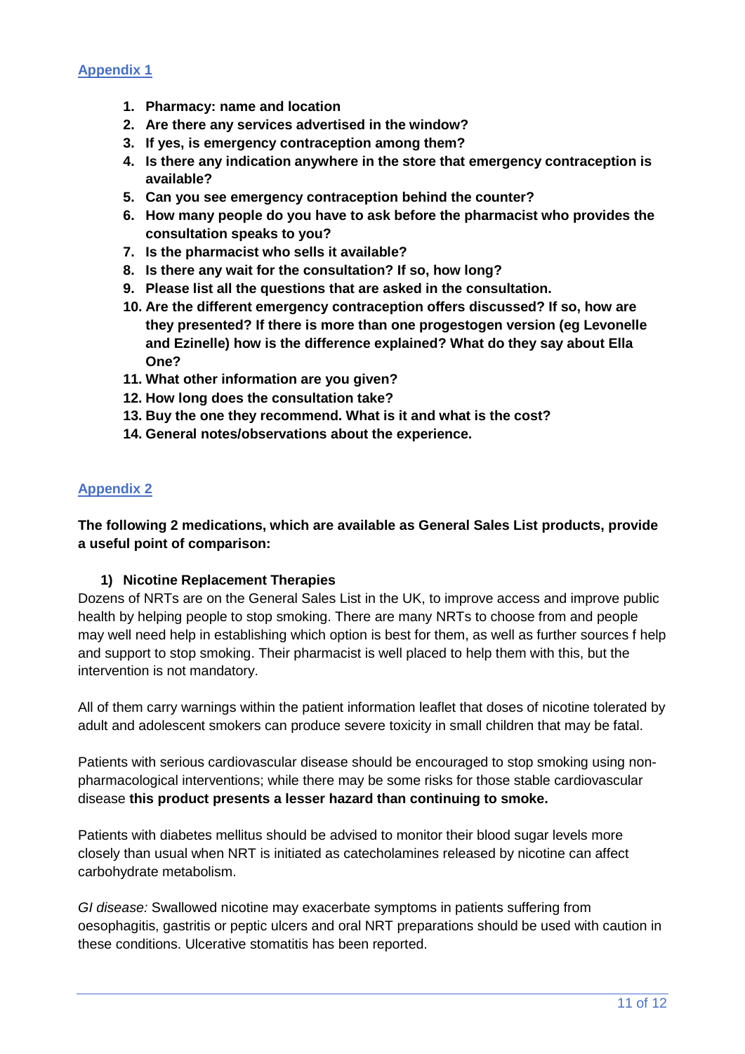## Appendix 1

1. **Pharmacy: name and location**
2. **Are there any services advertised in the window?**
3. **If yes, is emergency contraception among them?**
4. **Is there any indication anywhere in the store that emergency contraception is available?**
5. **Can you see emergency contraception behind the counter?**
6. **How many people do you have to ask before the pharmacist who provides the consultation speaks to you?**
7. **Is the pharmacist who sells it available?**
8. **Is there any wait for the consultation? If so, how long?**
9. **Please list all the questions that are asked in the consultation.**
10. **Are the different emergency contraception offers discussed? If so, how are they presented? If there is more than one progestogen version (eg Levonelle and Ezinelle) how is the difference explained? What do they say about Ella One?**
11. **What other information are you given?**
12. **How long does the consultation take?**
13. **Buy the one they recommend. What is it and what is the cost?**
14. **General notes/observations about the experience.**

## Appendix 2

**The following 2 medications, which are available as General Sales List products, provide a useful point of comparison:**

### 1) Nicotine Replacement Therapies

Dozens of NRTs are on the General Sales List in the UK, to improve access and improve public health by helping people to stop smoking. There are many NRTs to choose from and people may well need help in establishing which option is best for them, as well as further sources f help and support to stop smoking. Their pharmacist is well placed to help them with this, but the intervention is not mandatory.

All of them carry warnings within the patient information leaflet that doses of nicotine tolerated by adult and adolescent smokers can produce severe toxicity in small children that may be fatal.

Patients with serious cardiovascular disease should be encouraged to stop smoking using non-pharmacological interventions; while there may be some risks for those stable cardiovascular disease **this product presents a lesser hazard than continuing to smoke.**

Patients with diabetes mellitus should be advised to monitor their blood sugar levels more closely than usual when NRT is initiated as catecholamines released by nicotine can affect carbohydrate metabolism.

*GI disease:* Swallowed nicotine may exacerbate symptoms in patients suffering from oesophagitis, gastritis or peptic ulcers and oral NRT preparations should be used with caution in these conditions. Ulcerative stomatitis has been reported.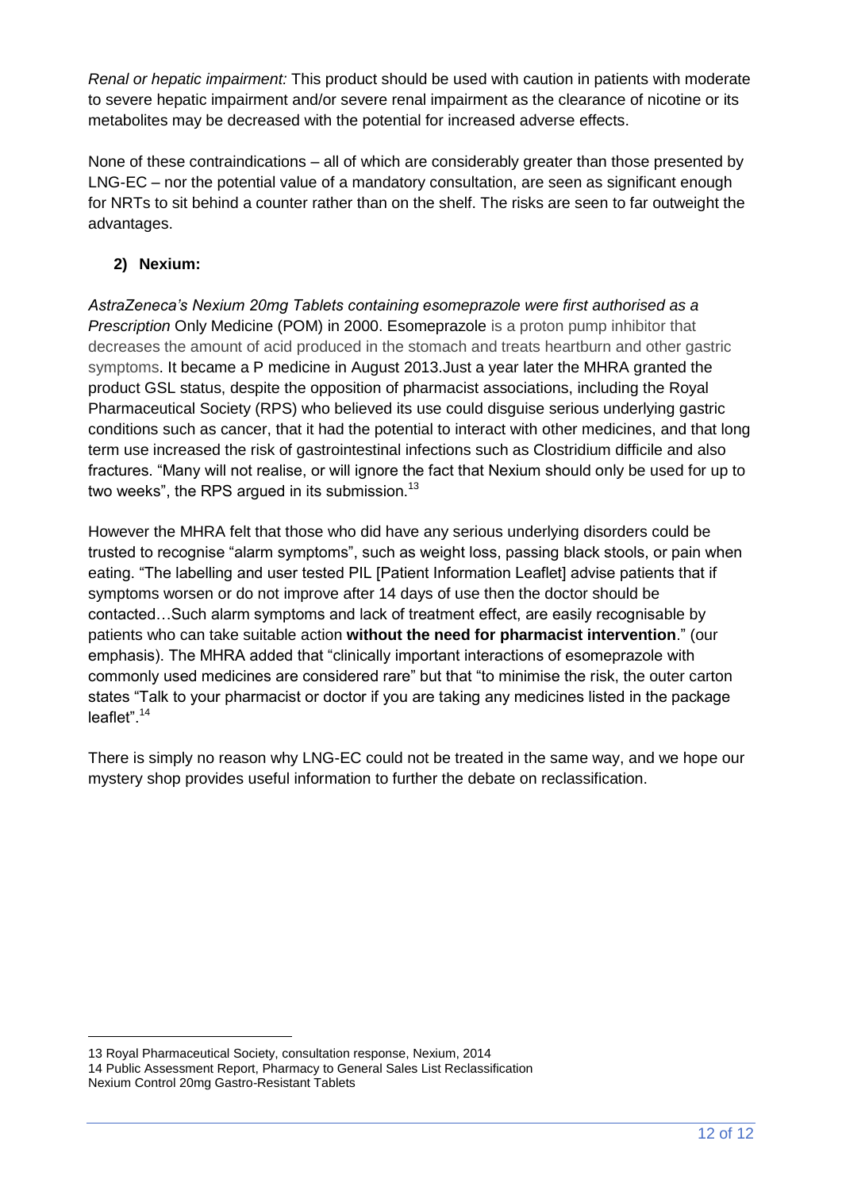*Renal or hepatic impairment:* This product should be used with caution in patients with moderate to severe hepatic impairment and/or severe renal impairment as the clearance of nicotine or its metabolites may be decreased with the potential for increased adverse effects.

None of these contraindications – all of which are considerably greater than those presented by LNG-EC – nor the potential value of a mandatory consultation, are seen as significant enough for NRTs to sit behind a counter rather than on the shelf. The risks are seen to far outweight the advantages.

### 2) Nexium:

*AstraZeneca's Nexium 20mg Tablets containing esomeprazole were first authorised as a Prescription* Only Medicine (POM) in 2000. Esomeprazole is a proton pump inhibitor that decreases the amount of acid produced in the stomach and treats heartburn and other gastric symptoms. It became a P medicine in August 2013.Just a year later the MHRA granted the product GSL status, despite the opposition of pharmacist associations, including the Royal Pharmaceutical Society (RPS) who believed its use could disguise serious underlying gastric conditions such as cancer, that it had the potential to interact with other medicines, and that long term use increased the risk of gastrointestinal infections such as Clostridium difficile and also fractures. "Many will not realise, or will ignore the fact that Nexium should only be used for up to two weeks", the RPS argued in its submission.[13]

However the MHRA felt that those who did have any serious underlying disorders could be trusted to recognise "alarm symptoms", such as weight loss, passing black stools, or pain when eating. "The labelling and user tested PIL [Patient Information Leaflet] advise patients that if symptoms worsen or do not improve after 14 days of use then the doctor should be contacted…Such alarm symptoms and lack of treatment effect, are easily recognisable by patients who can take suitable action **without the need for pharmacist intervention**." (our emphasis). The MHRA added that "clinically important interactions of esomeprazole with commonly used medicines are considered rare" but that "to minimise the risk, the outer carton states "Talk to your pharmacist or doctor if you are taking any medicines listed in the package leaflet".[14]

There is simply no reason why LNG-EC could not be treated in the same way, and we hope our mystery shop provides useful information to further the debate on reclassification.

---

13 Royal Pharmaceutical Society, consultation response, Nexium, 2014

14 Public Assessment Report, Pharmacy to General Sales List Reclassification Nexium Control 20mg Gastro-Resistant Tablets